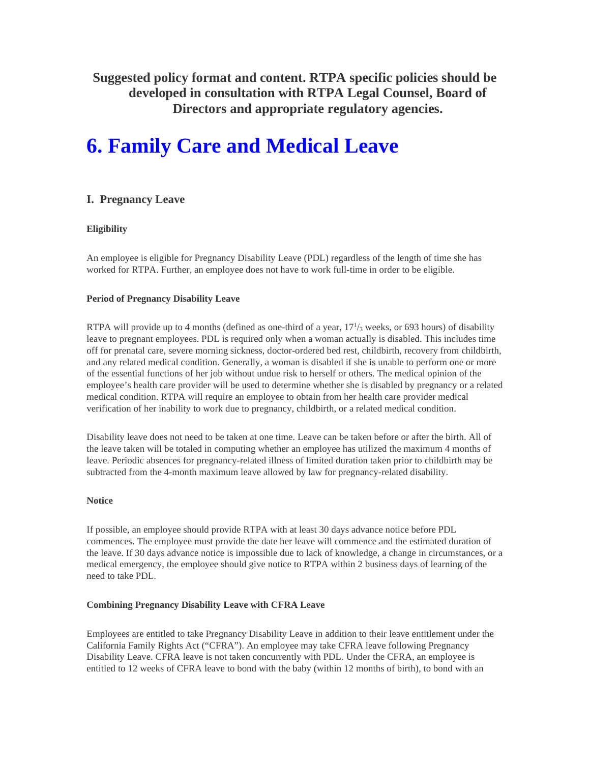**Suggested policy format and content. RTPA specific policies should be developed in consultation with RTPA Legal Counsel, Board of Directors and appropriate regulatory agencies.**

# 6. Family Care and Medical Leave

## I. Pregnancy Leave

#### Eligibility

An employee is eligible for Pregnancy Disability Leave (PDL) regardless of the length of time she has worked for RTPA. Further, an employee does not have to work full-time in order to be eligible.

#### Period of Pregnancy Disability Leave

RTPA will provide up to 4 months (defined as one-third of a year, $17^1/_3$ weeks, or 693 hours) of disability leave to pregnant employees. PDL is required only when a woman actually is disabled. This includes time off for prenatal care, severe morning sickness, doctor-ordered bed rest, childbirth, recovery from childbirth, and any related medical condition. Generally, a woman is disabled if she is unable to perform one or more of the essential functions of her job without undue risk to herself or others. The medical opinion of the employee's health care provider will be used to determine whether she is disabled by pregnancy or a related medical condition. RTPA will require an employee to obtain from her health care provider medical verification of her inability to work due to pregnancy, childbirth, or a related medical condition.

Disability leave does not need to be taken at one time. Leave can be taken before or after the birth. All of the leave taken will be totaled in computing whether an employee has utilized the maximum 4 months of leave. Periodic absences for pregnancy-related illness of limited duration taken prior to childbirth may be subtracted from the 4-month maximum leave allowed by law for pregnancy-related disability.

#### Notice

If possible, an employee should provide RTPA with at least 30 days advance notice before PDL commences. The employee must provide the date her leave will commence and the estimated duration of the leave. If 30 days advance notice is impossible due to lack of knowledge, a change in circumstances, or a medical emergency, the employee should give notice to RTPA within 2 business days of learning of the need to take PDL.

#### Combining Pregnancy Disability Leave with CFRA Leave

Employees are entitled to take Pregnancy Disability Leave in addition to their leave entitlement under the California Family Rights Act ("CFRA"). An employee may take CFRA leave following Pregnancy Disability Leave. CFRA leave is not taken concurrently with PDL. Under the CFRA, an employee is entitled to 12 weeks of CFRA leave to bond with the baby (within 12 months of birth), to bond with an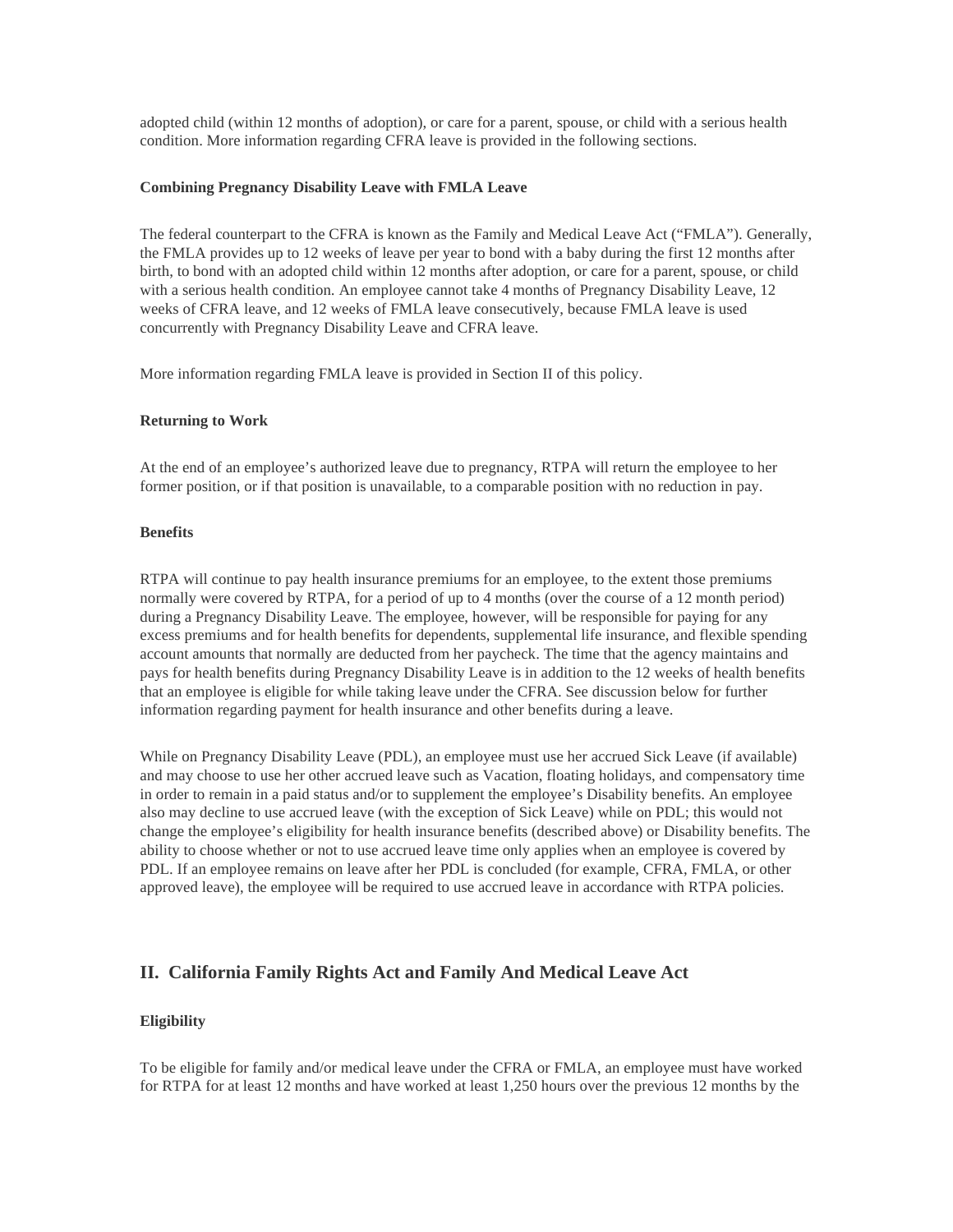adopted child (within 12 months of adoption), or care for a parent, spouse, or child with a serious health condition. More information regarding CFRA leave is provided in the following sections.

**Combining Pregnancy Disability Leave with FMLA Leave**

The federal counterpart to the CFRA is known as the Family and Medical Leave Act ("FMLA"). Generally, the FMLA provides up to 12 weeks of leave per year to bond with a baby during the first 12 months after birth, to bond with an adopted child within 12 months after adoption, or care for a parent, spouse, or child with a serious health condition. An employee cannot take 4 months of Pregnancy Disability Leave, 12 weeks of CFRA leave, and 12 weeks of FMLA leave consecutively, because FMLA leave is used concurrently with Pregnancy Disability Leave and CFRA leave.

More information regarding FMLA leave is provided in Section II of this policy.

**Returning to Work**

At the end of an employee's authorized leave due to pregnancy, RTPA will return the employee to her former position, or if that position is unavailable, to a comparable position with no reduction in pay.

**Benefits**

RTPA will continue to pay health insurance premiums for an employee, to the extent those premiums normally were covered by RTPA, for a period of up to 4 months (over the course of a 12 month period) during a Pregnancy Disability Leave. The employee, however, will be responsible for paying for any excess premiums and for health benefits for dependents, supplemental life insurance, and flexible spending account amounts that normally are deducted from her paycheck. The time that the agency maintains and pays for health benefits during Pregnancy Disability Leave is in addition to the 12 weeks of health benefits that an employee is eligible for while taking leave under the CFRA. See discussion below for further information regarding payment for health insurance and other benefits during a leave.

While on Pregnancy Disability Leave (PDL), an employee must use her accrued Sick Leave (if available) and may choose to use her other accrued leave such as Vacation, floating holidays, and compensatory time in order to remain in a paid status and/or to supplement the employee's Disability benefits. An employee also may decline to use accrued leave (with the exception of Sick Leave) while on PDL; this would not change the employee's eligibility for health insurance benefits (described above) or Disability benefits. The ability to choose whether or not to use accrued leave time only applies when an employee is covered by PDL. If an employee remains on leave after her PDL is concluded (for example, CFRA, FMLA, or other approved leave), the employee will be required to use accrued leave in accordance with RTPA policies.

## II. California Family Rights Act and Family And Medical Leave Act

**Eligibility**

To be eligible for family and/or medical leave under the CFRA or FMLA, an employee must have worked for RTPA for at least 12 months and have worked at least 1,250 hours over the previous 12 months by the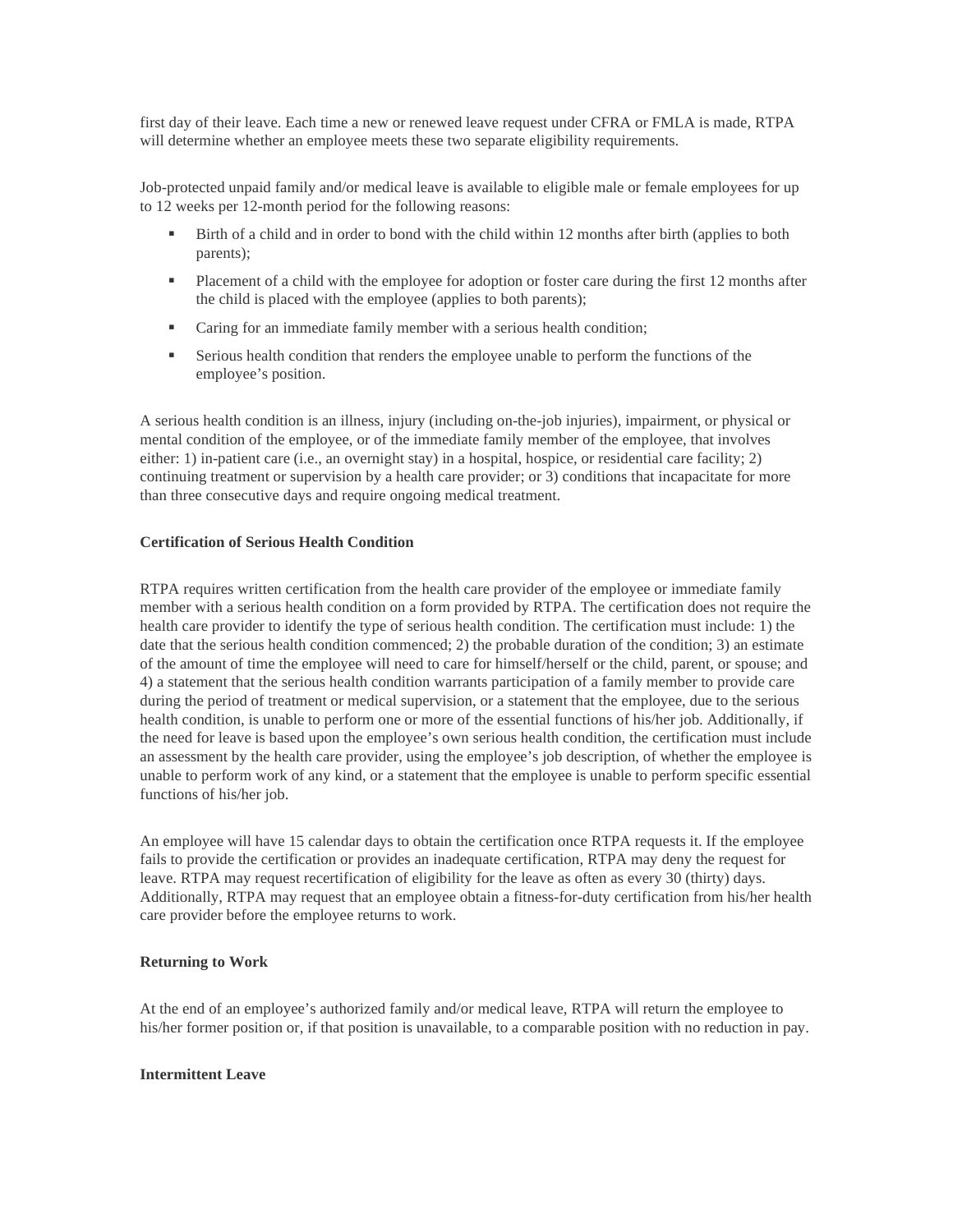first day of their leave. Each time a new or renewed leave request under CFRA or FMLA is made, RTPA will determine whether an employee meets these two separate eligibility requirements.

Job-protected unpaid family and/or medical leave is available to eligible male or female employees for up to 12 weeks per 12-month period for the following reasons:

- Birth of a child and in order to bond with the child within 12 months after birth (applies to both parents);
- Placement of a child with the employee for adoption or foster care during the first 12 months after the child is placed with the employee (applies to both parents);
- Caring for an immediate family member with a serious health condition;
- Serious health condition that renders the employee unable to perform the functions of the employee's position.

A serious health condition is an illness, injury (including on-the-job injuries), impairment, or physical or mental condition of the employee, or of the immediate family member of the employee, that involves either: 1) in-patient care (i.e., an overnight stay) in a hospital, hospice, or residential care facility; 2) continuing treatment or supervision by a health care provider; or 3) conditions that incapacitate for more than three consecutive days and require ongoing medical treatment.

**Certification of Serious Health Condition**

RTPA requires written certification from the health care provider of the employee or immediate family member with a serious health condition on a form provided by RTPA. The certification does not require the health care provider to identify the type of serious health condition. The certification must include: 1) the date that the serious health condition commenced; 2) the probable duration of the condition; 3) an estimate of the amount of time the employee will need to care for himself/herself or the child, parent, or spouse; and 4) a statement that the serious health condition warrants participation of a family member to provide care during the period of treatment or medical supervision, or a statement that the employee, due to the serious health condition, is unable to perform one or more of the essential functions of his/her job. Additionally, if the need for leave is based upon the employee's own serious health condition, the certification must include an assessment by the health care provider, using the employee's job description, of whether the employee is unable to perform work of any kind, or a statement that the employee is unable to perform specific essential functions of his/her job.

An employee will have 15 calendar days to obtain the certification once RTPA requests it. If the employee fails to provide the certification or provides an inadequate certification, RTPA may deny the request for leave. RTPA may request recertification of eligibility for the leave as often as every 30 (thirty) days. Additionally, RTPA may request that an employee obtain a fitness-for-duty certification from his/her health care provider before the employee returns to work.

**Returning to Work**

At the end of an employee's authorized family and/or medical leave, RTPA will return the employee to his/her former position or, if that position is unavailable, to a comparable position with no reduction in pay.

**Intermittent Leave**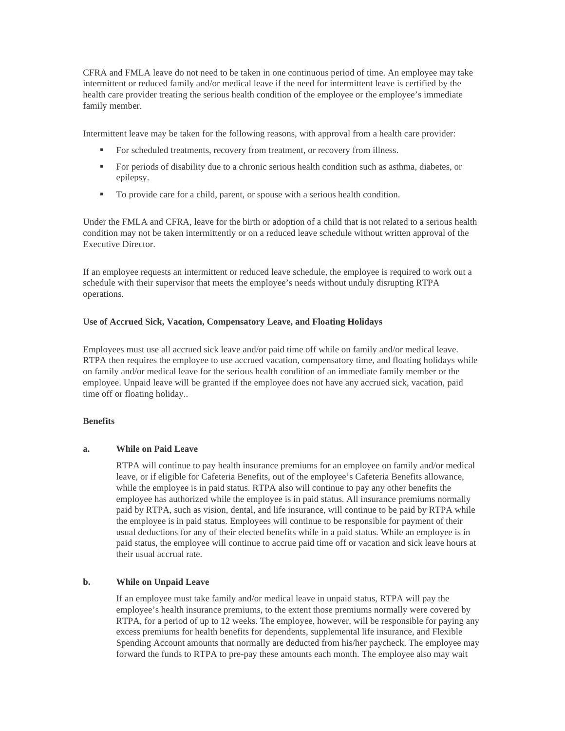CFRA and FMLA leave do not need to be taken in one continuous period of time. An employee may take intermittent or reduced family and/or medical leave if the need for intermittent leave is certified by the health care provider treating the serious health condition of the employee or the employee's immediate family member.

Intermittent leave may be taken for the following reasons, with approval from a health care provider:

- For scheduled treatments, recovery from treatment, or recovery from illness.
- For periods of disability due to a chronic serious health condition such as asthma, diabetes, or epilepsy.
- To provide care for a child, parent, or spouse with a serious health condition.

Under the FMLA and CFRA, leave for the birth or adoption of a child that is not related to a serious health condition may not be taken intermittently or on a reduced leave schedule without written approval of the Executive Director.

If an employee requests an intermittent or reduced leave schedule, the employee is required to work out a schedule with their supervisor that meets the employee's needs without unduly disrupting RTPA operations.

**Use of Accrued Sick, Vacation, Compensatory Leave, and Floating Holidays**

Employees must use all accrued sick leave and/or paid time off while on family and/or medical leave. RTPA then requires the employee to use accrued vacation, compensatory time, and floating holidays while on family and/or medical leave for the serious health condition of an immediate family member or the employee. Unpaid leave will be granted if the employee does not have any accrued sick, vacation, paid time off or floating holiday..

**Benefits**

**a. While on Paid Leave**

RTPA will continue to pay health insurance premiums for an employee on family and/or medical leave, or if eligible for Cafeteria Benefits, out of the employee's Cafeteria Benefits allowance, while the employee is in paid status. RTPA also will continue to pay any other benefits the employee has authorized while the employee is in paid status. All insurance premiums normally paid by RTPA, such as vision, dental, and life insurance, will continue to be paid by RTPA while the employee is in paid status. Employees will continue to be responsible for payment of their usual deductions for any of their elected benefits while in a paid status. While an employee is in paid status, the employee will continue to accrue paid time off or vacation and sick leave hours at their usual accrual rate.

**b. While on Unpaid Leave**

If an employee must take family and/or medical leave in unpaid status, RTPA will pay the employee's health insurance premiums, to the extent those premiums normally were covered by RTPA, for a period of up to 12 weeks. The employee, however, will be responsible for paying any excess premiums for health benefits for dependents, supplemental life insurance, and Flexible Spending Account amounts that normally are deducted from his/her paycheck. The employee may forward the funds to RTPA to pre-pay these amounts each month. The employee also may wait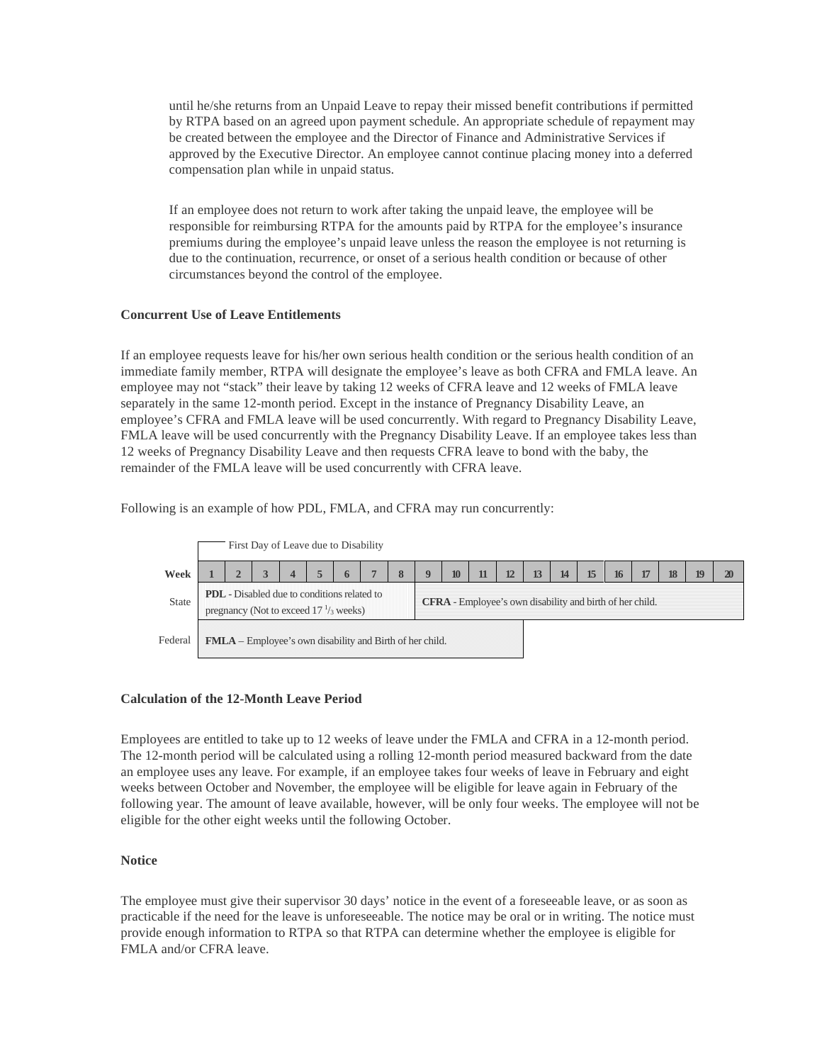until he/she returns from an Unpaid Leave to repay their missed benefit contributions if permitted by RTPA based on an agreed upon payment schedule. An appropriate schedule of repayment may be created between the employee and the Director of Finance and Administrative Services if approved by the Executive Director. An employee cannot continue placing money into a deferred compensation plan while in unpaid status.

If an employee does not return to work after taking the unpaid leave, the employee will be responsible for reimbursing RTPA for the amounts paid by RTPA for the employee's insurance premiums during the employee's unpaid leave unless the reason the employee is not returning is due to the continuation, recurrence, or onset of a serious health condition or because of other circumstances beyond the control of the employee.

**Concurrent Use of Leave Entitlements**

If an employee requests leave for his/her own serious health condition or the serious health condition of an immediate family member, RTPA will designate the employee's leave as both CFRA and FMLA leave. An employee may not "stack" their leave by taking 12 weeks of CFRA leave and 12 weeks of FMLA leave separately in the same 12-month period. Except in the instance of Pregnancy Disability Leave, an employee's CFRA and FMLA leave will be used concurrently. With regard to Pregnancy Disability Leave, FMLA leave will be used concurrently with the Pregnancy Disability Leave. If an employee takes less than 12 weeks of Pregnancy Disability Leave and then requests CFRA leave to bond with the baby, the remainder of the FMLA leave will be used concurrently with CFRA leave.

Following is an example of how PDL, FMLA, and CFRA may run concurrently:

First Day of Leave due to Disability

| Week | 1 | 2 | 3 | 4 | 5 | 6 | 7 | 8 | 9 | 10 | 11 | 12 | 13 | 14 | 15 | 16 | 17 | 18 | 19 | 20 |
|---|---|---|---|---|---|---|---|---|---|---|---|---|---|---|---|---|---|---|---|---|
| State | **PDL** - Disabled due to conditions related to pregnancy (Not to exceed 17 1/3 weeks) | | | | | | | | **CFRA** - Employee's own disability and birth of her child. | | | | | | | | | | | |
| Federal | **FMLA** – Employee's own disability and Birth of her child. | | | | | | | | | | | | | | | | | | | |

**Calculation of the 12-Month Leave Period**

Employees are entitled to take up to 12 weeks of leave under the FMLA and CFRA in a 12-month period. The 12-month period will be calculated using a rolling 12-month period measured backward from the date an employee uses any leave. For example, if an employee takes four weeks of leave in February and eight weeks between October and November, the employee will be eligible for leave again in February of the following year. The amount of leave available, however, will be only four weeks. The employee will not be eligible for the other eight weeks until the following October.

**Notice**

The employee must give their supervisor 30 days' notice in the event of a foreseeable leave, or as soon as practicable if the need for the leave is unforeseeable. The notice may be oral or in writing. The notice must provide enough information to RTPA so that RTPA can determine whether the employee is eligible for FMLA and/or CFRA leave.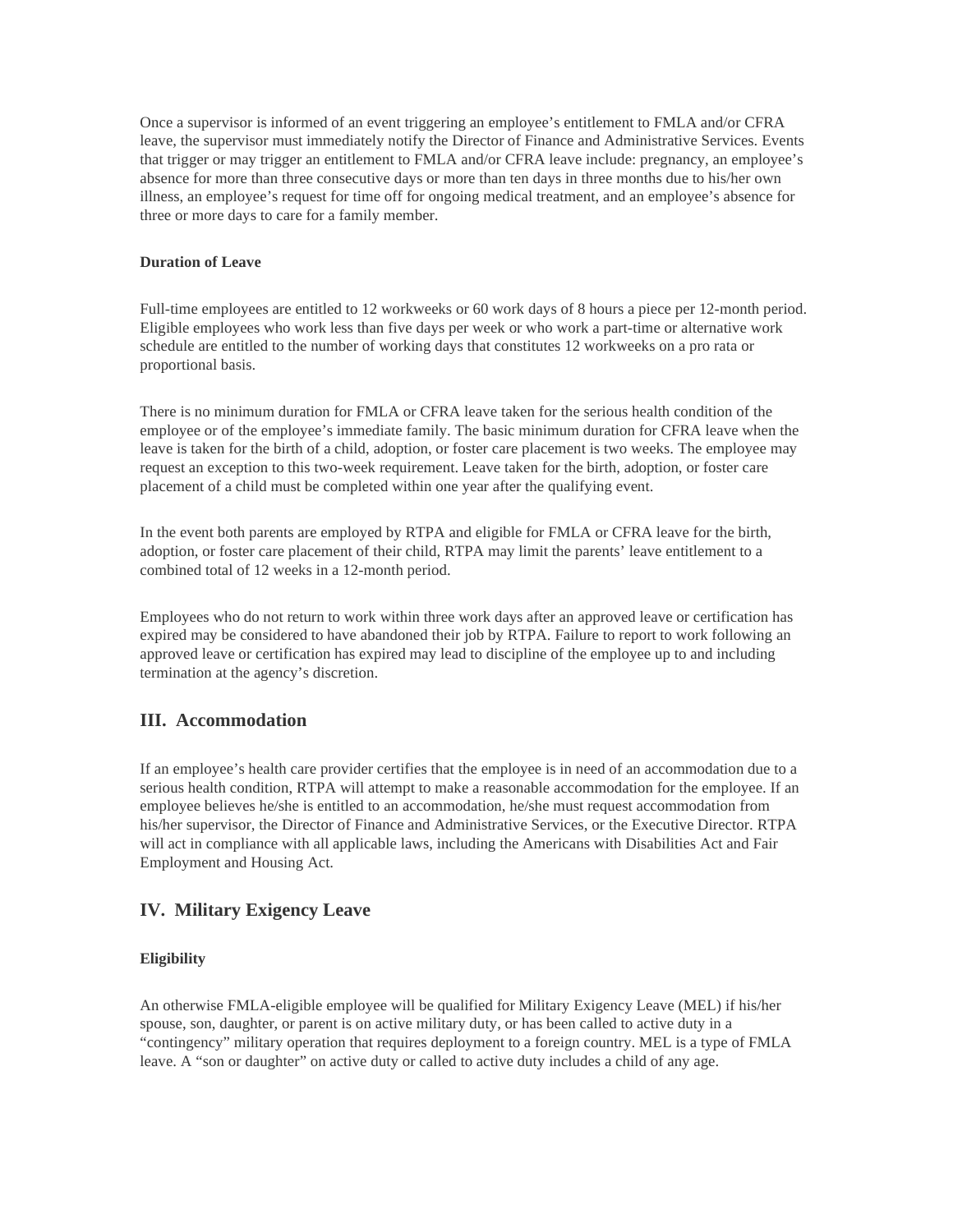Once a supervisor is informed of an event triggering an employee's entitlement to FMLA and/or CFRA leave, the supervisor must immediately notify the Director of Finance and Administrative Services. Events that trigger or may trigger an entitlement to FMLA and/or CFRA leave include: pregnancy, an employee's absence for more than three consecutive days or more than ten days in three months due to his/her own illness, an employee's request for time off for ongoing medical treatment, and an employee's absence for three or more days to care for a family member.

#### Duration of Leave

Full-time employees are entitled to 12 workweeks or 60 work days of 8 hours a piece per 12-month period. Eligible employees who work less than five days per week or who work a part-time or alternative work schedule are entitled to the number of working days that constitutes 12 workweeks on a pro rata or proportional basis.

There is no minimum duration for FMLA or CFRA leave taken for the serious health condition of the employee or of the employee's immediate family. The basic minimum duration for CFRA leave when the leave is taken for the birth of a child, adoption, or foster care placement is two weeks. The employee may request an exception to this two-week requirement. Leave taken for the birth, adoption, or foster care placement of a child must be completed within one year after the qualifying event.

In the event both parents are employed by RTPA and eligible for FMLA or CFRA leave for the birth, adoption, or foster care placement of their child, RTPA may limit the parents' leave entitlement to a combined total of 12 weeks in a 12-month period.

Employees who do not return to work within three work days after an approved leave or certification has expired may be considered to have abandoned their job by RTPA. Failure to report to work following an approved leave or certification has expired may lead to discipline of the employee up to and including termination at the agency's discretion.

## III. Accommodation

If an employee's health care provider certifies that the employee is in need of an accommodation due to a serious health condition, RTPA will attempt to make a reasonable accommodation for the employee. If an employee believes he/she is entitled to an accommodation, he/she must request accommodation from his/her supervisor, the Director of Finance and Administrative Services, or the Executive Director. RTPA will act in compliance with all applicable laws, including the Americans with Disabilities Act and Fair Employment and Housing Act.

## IV. Military Exigency Leave

#### Eligibility

An otherwise FMLA-eligible employee will be qualified for Military Exigency Leave (MEL) if his/her spouse, son, daughter, or parent is on active military duty, or has been called to active duty in a "contingency" military operation that requires deployment to a foreign country. MEL is a type of FMLA leave. A "son or daughter" on active duty or called to active duty includes a child of any age.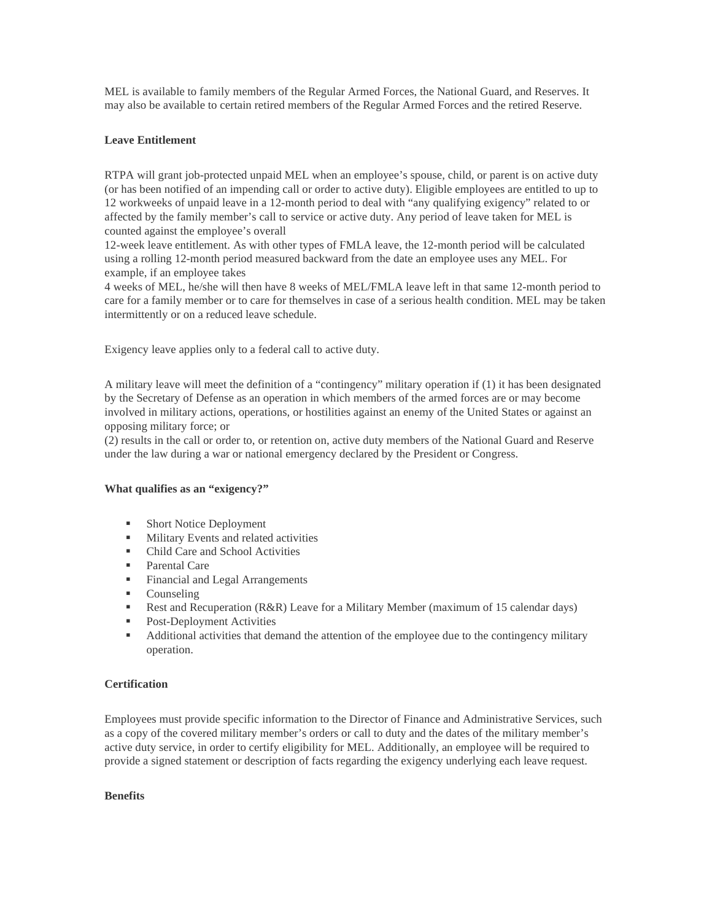MEL is available to family members of the Regular Armed Forces, the National Guard, and Reserves. It may also be available to certain retired members of the Regular Armed Forces and the retired Reserve.

**Leave Entitlement**

RTPA will grant job-protected unpaid MEL when an employee's spouse, child, or parent is on active duty (or has been notified of an impending call or order to active duty). Eligible employees are entitled to up to 12 workweeks of unpaid leave in a 12-month period to deal with "any qualifying exigency" related to or affected by the family member's call to service or active duty. Any period of leave taken for MEL is counted against the employee's overall 12-week leave entitlement. As with other types of FMLA leave, the 12-month period will be calculated using a rolling 12-month period measured backward from the date an employee uses any MEL. For example, if an employee takes 4 weeks of MEL, he/she will then have 8 weeks of MEL/FMLA leave left in that same 12-month period to care for a family member or to care for themselves in case of a serious health condition. MEL may be taken intermittently or on a reduced leave schedule.

Exigency leave applies only to a federal call to active duty.

A military leave will meet the definition of a "contingency" military operation if (1) it has been designated by the Secretary of Defense as an operation in which members of the armed forces are or may become involved in military actions, operations, or hostilities against an enemy of the United States or against an opposing military force; or
(2) results in the call or order to, or retention on, active duty members of the National Guard and Reserve under the law during a war or national emergency declared by the President or Congress.

**What qualifies as an "exigency?"**

- Short Notice Deployment
- Military Events and related activities
- Child Care and School Activities
- Parental Care
- Financial and Legal Arrangements
- Counseling
- Rest and Recuperation (R&R) Leave for a Military Member (maximum of 15 calendar days)
- Post-Deployment Activities
- Additional activities that demand the attention of the employee due to the contingency military operation.

**Certification**

Employees must provide specific information to the Director of Finance and Administrative Services, such as a copy of the covered military member's orders or call to duty and the dates of the military member's active duty service, in order to certify eligibility for MEL. Additionally, an employee will be required to provide a signed statement or description of facts regarding the exigency underlying each leave request.

**Benefits**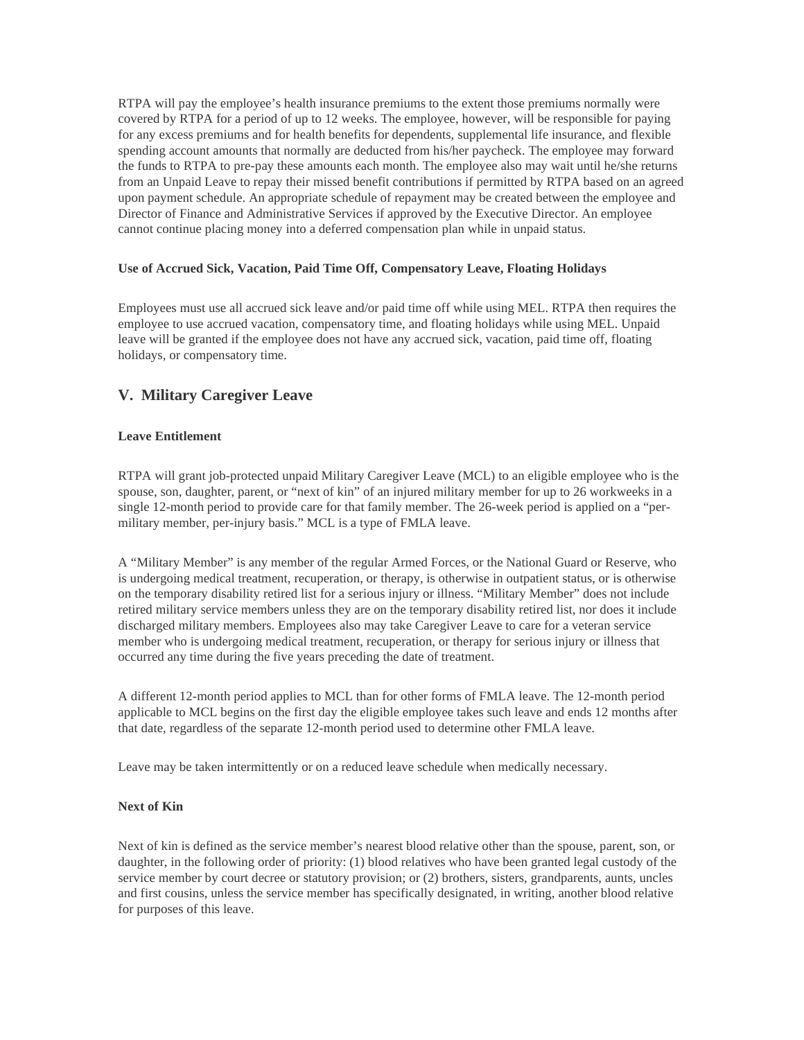RTPA will pay the employee's health insurance premiums to the extent those premiums normally were covered by RTPA for a period of up to 12 weeks. The employee, however, will be responsible for paying for any excess premiums and for health benefits for dependents, supplemental life insurance, and flexible spending account amounts that normally are deducted from his/her paycheck. The employee may forward the funds to RTPA to pre-pay these amounts each month. The employee also may wait until he/she returns from an Unpaid Leave to repay their missed benefit contributions if permitted by RTPA based on an agreed upon payment schedule. An appropriate schedule of repayment may be created between the employee and Director of Finance and Administrative Services if approved by the Executive Director. An employee cannot continue placing money into a deferred compensation plan while in unpaid status.

**Use of Accrued Sick, Vacation, Paid Time Off, Compensatory Leave, Floating Holidays**

Employees must use all accrued sick leave and/or paid time off while using MEL. RTPA then requires the employee to use accrued vacation, compensatory time, and floating holidays while using MEL. Unpaid leave will be granted if the employee does not have any accrued sick, vacation, paid time off, floating holidays, or compensatory time.

## V. Military Caregiver Leave

**Leave Entitlement**

RTPA will grant job-protected unpaid Military Caregiver Leave (MCL) to an eligible employee who is the spouse, son, daughter, parent, or "next of kin" of an injured military member for up to 26 workweeks in a single 12-month period to provide care for that family member. The 26-week period is applied on a "per-military member, per-injury basis." MCL is a type of FMLA leave.

A "Military Member" is any member of the regular Armed Forces, or the National Guard or Reserve, who is undergoing medical treatment, recuperation, or therapy, is otherwise in outpatient status, or is otherwise on the temporary disability retired list for a serious injury or illness. "Military Member" does not include retired military service members unless they are on the temporary disability retired list, nor does it include discharged military members. Employees also may take Caregiver Leave to care for a veteran service member who is undergoing medical treatment, recuperation, or therapy for serious injury or illness that occurred any time during the five years preceding the date of treatment.

A different 12-month period applies to MCL than for other forms of FMLA leave. The 12-month period applicable to MCL begins on the first day the eligible employee takes such leave and ends 12 months after that date, regardless of the separate 12-month period used to determine other FMLA leave.

Leave may be taken intermittently or on a reduced leave schedule when medically necessary.

**Next of Kin**

Next of kin is defined as the service member's nearest blood relative other than the spouse, parent, son, or daughter, in the following order of priority: (1) blood relatives who have been granted legal custody of the service member by court decree or statutory provision; or (2) brothers, sisters, grandparents, aunts, uncles and first cousins, unless the service member has specifically designated, in writing, another blood relative for purposes of this leave.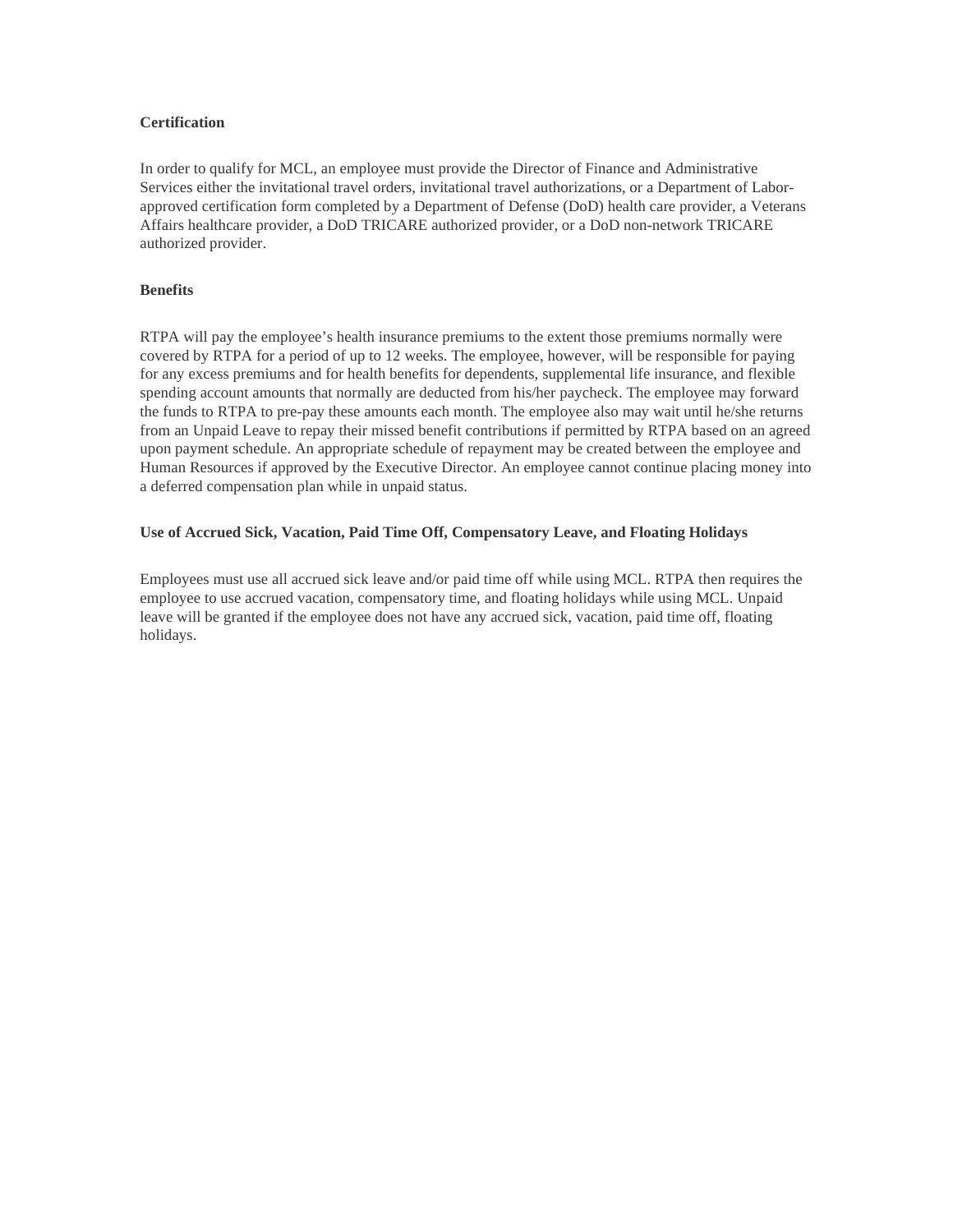**Certification**

In order to qualify for MCL, an employee must provide the Director of Finance and Administrative Services either the invitational travel orders, invitational travel authorizations, or a Department of Labor-approved certification form completed by a Department of Defense (DoD) health care provider, a Veterans Affairs healthcare provider, a DoD TRICARE authorized provider, or a DoD non-network TRICARE authorized provider.

**Benefits**

RTPA will pay the employee's health insurance premiums to the extent those premiums normally were covered by RTPA for a period of up to 12 weeks. The employee, however, will be responsible for paying for any excess premiums and for health benefits for dependents, supplemental life insurance, and flexible spending account amounts that normally are deducted from his/her paycheck. The employee may forward the funds to RTPA to pre-pay these amounts each month. The employee also may wait until he/she returns from an Unpaid Leave to repay their missed benefit contributions if permitted by RTPA based on an agreed upon payment schedule. An appropriate schedule of repayment may be created between the employee and Human Resources if approved by the Executive Director. An employee cannot continue placing money into a deferred compensation plan while in unpaid status.

**Use of Accrued Sick, Vacation, Paid Time Off, Compensatory Leave, and Floating Holidays**

Employees must use all accrued sick leave and/or paid time off while using MCL. RTPA then requires the employee to use accrued vacation, compensatory time, and floating holidays while using MCL. Unpaid leave will be granted if the employee does not have any accrued sick, vacation, paid time off, floating holidays.